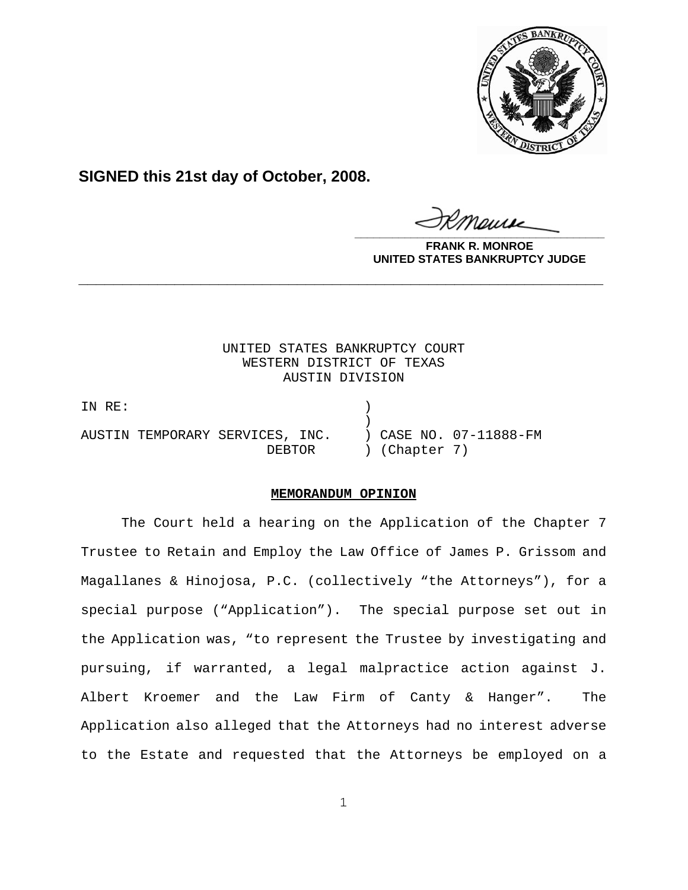**SIGNED this 21st day of October, 2008.**

**FRANK R. MONROE**
**UNITED STATES BANKRUPTCY JUDGE**

---

UNITED STATES BANKRUPTCY COURT
WESTERN DISTRICT OF TEXAS
AUSTIN DIVISION

| | | |
|---|---|---|
| IN RE: | ) | |
| | ) | |
| AUSTIN TEMPORARY SERVICES, INC. | ) | CASE NO. 07-11888-FM |
| DEBTOR | ) | (Chapter 7) |

**MEMORANDUM OPINION**

The Court held a hearing on the Application of the Chapter 7 Trustee to Retain and Employ the Law Office of James P. Grissom and Magallanes & Hinojosa, P.C. (collectively "the Attorneys"), for a special purpose ("Application"). The special purpose set out in the Application was, "to represent the Trustee by investigating and pursuing, if warranted, a legal malpractice action against J. Albert Kroemer and the Law Firm of Canty & Hanger". The Application also alleged that the Attorneys had no interest adverse to the Estate and requested that the Attorneys be employed on a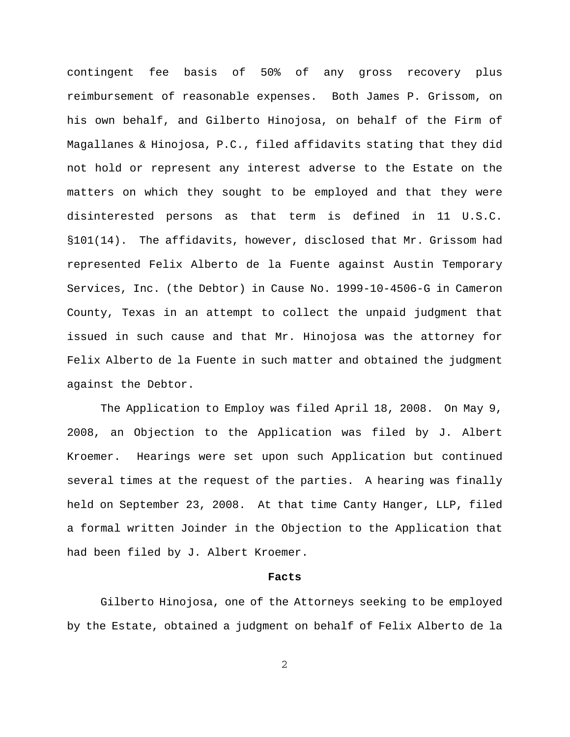contingent fee basis of 50% of any gross recovery plus reimbursement of reasonable expenses. Both James P. Grissom, on his own behalf, and Gilberto Hinojosa, on behalf of the Firm of Magallanes & Hinojosa, P.C., filed affidavits stating that they did not hold or represent any interest adverse to the Estate on the matters on which they sought to be employed and that they were disinterested persons as that term is defined in 11 U.S.C. §101(14). The affidavits, however, disclosed that Mr. Grissom had represented Felix Alberto de la Fuente against Austin Temporary Services, Inc. (the Debtor) in Cause No. 1999-10-4506-G in Cameron County, Texas in an attempt to collect the unpaid judgment that issued in such cause and that Mr. Hinojosa was the attorney for Felix Alberto de la Fuente in such matter and obtained the judgment against the Debtor.

The Application to Employ was filed April 18, 2008. On May 9, 2008, an Objection to the Application was filed by J. Albert Kroemer. Hearings were set upon such Application but continued several times at the request of the parties. A hearing was finally held on September 23, 2008. At that time Canty Hanger, LLP, filed a formal written Joinder in the Objection to the Application that had been filed by J. Albert Kroemer.

**Facts**

Gilberto Hinojosa, one of the Attorneys seeking to be employed by the Estate, obtained a judgment on behalf of Felix Alberto de la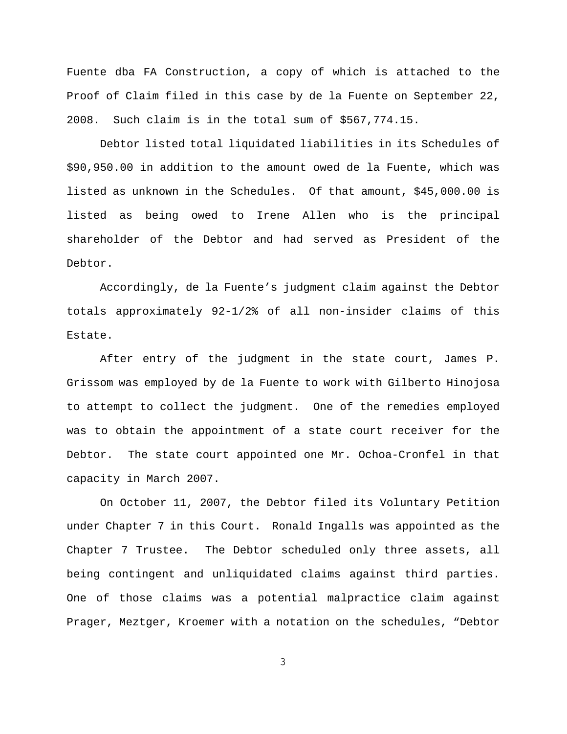Fuente dba FA Construction, a copy of which is attached to the Proof of Claim filed in this case by de la Fuente on September 22, 2008. Such claim is in the total sum of $567,774.15.

Debtor listed total liquidated liabilities in its Schedules of $90,950.00 in addition to the amount owed de la Fuente, which was listed as unknown in the Schedules. Of that amount, $45,000.00 is listed as being owed to Irene Allen who is the principal shareholder of the Debtor and had served as President of the Debtor.

Accordingly, de la Fuente's judgment claim against the Debtor totals approximately 92-1/2% of all non-insider claims of this Estate.

After entry of the judgment in the state court, James P. Grissom was employed by de la Fuente to work with Gilberto Hinojosa to attempt to collect the judgment. One of the remedies employed was to obtain the appointment of a state court receiver for the Debtor. The state court appointed one Mr. Ochoa-Cronfel in that capacity in March 2007.

On October 11, 2007, the Debtor filed its Voluntary Petition under Chapter 7 in this Court. Ronald Ingalls was appointed as the Chapter 7 Trustee. The Debtor scheduled only three assets, all being contingent and unliquidated claims against third parties. One of those claims was a potential malpractice claim against Prager, Meztger, Kroemer with a notation on the schedules, "Debtor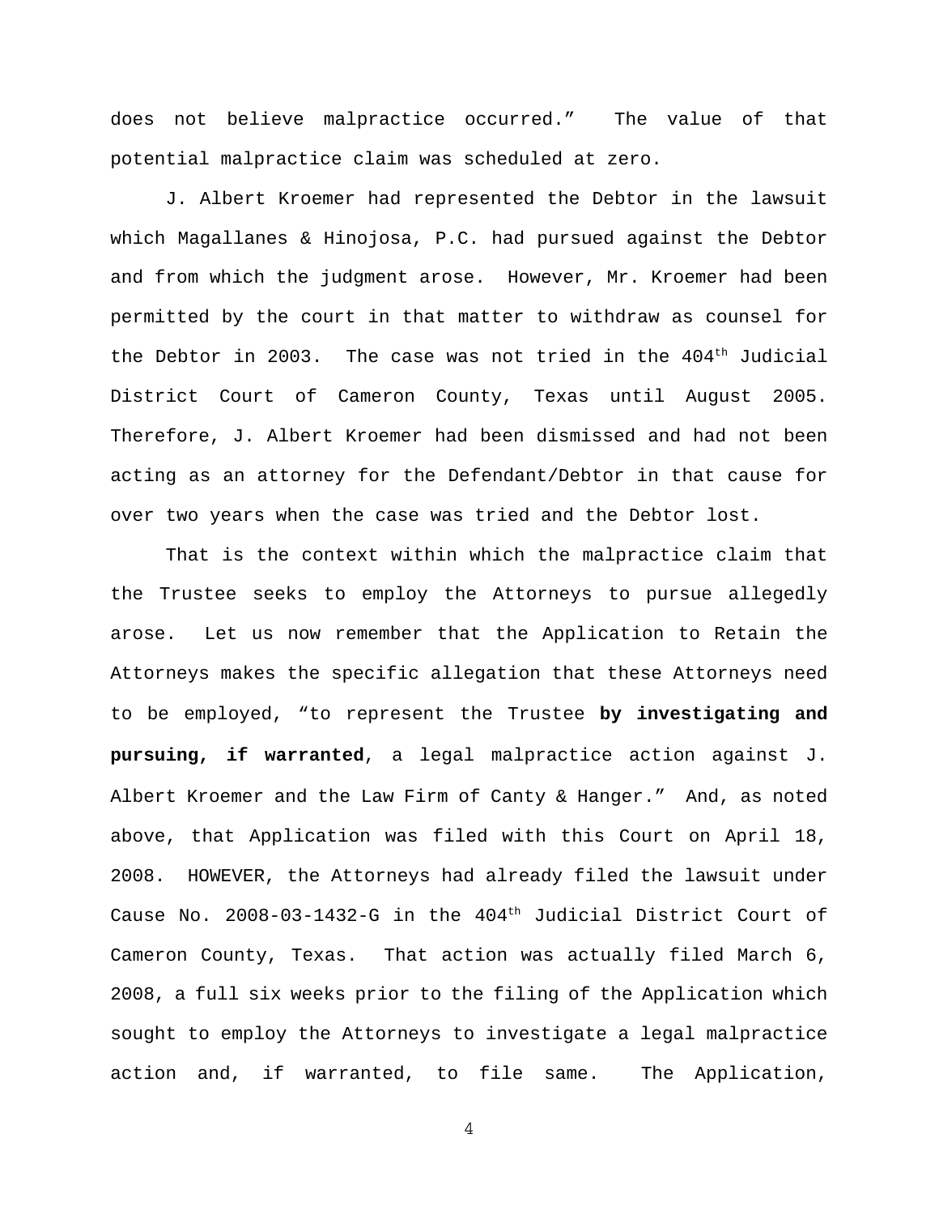does not believe malpractice occurred." The value of that potential malpractice claim was scheduled at zero.

J. Albert Kroemer had represented the Debtor in the lawsuit which Magallanes & Hinojosa, P.C. had pursued against the Debtor and from which the judgment arose. However, Mr. Kroemer had been permitted by the court in that matter to withdraw as counsel for the Debtor in 2003. The case was not tried in the 404th Judicial District Court of Cameron County, Texas until August 2005. Therefore, J. Albert Kroemer had been dismissed and had not been acting as an attorney for the Defendant/Debtor in that cause for over two years when the case was tried and the Debtor lost.

That is the context within which the malpractice claim that the Trustee seeks to employ the Attorneys to pursue allegedly arose. Let us now remember that the Application to Retain the Attorneys makes the specific allegation that these Attorneys need to be employed, "to represent the Trustee **by investigating and pursuing, if warranted**, a legal malpractice action against J. Albert Kroemer and the Law Firm of Canty & Hanger." And, as noted above, that Application was filed with this Court on April 18, 2008. HOWEVER, the Attorneys had already filed the lawsuit under Cause No. 2008-03-1432-G in the 404th Judicial District Court of Cameron County, Texas. That action was actually filed March 6, 2008, a full six weeks prior to the filing of the Application which sought to employ the Attorneys to investigate a legal malpractice action and, if warranted, to file same. The Application,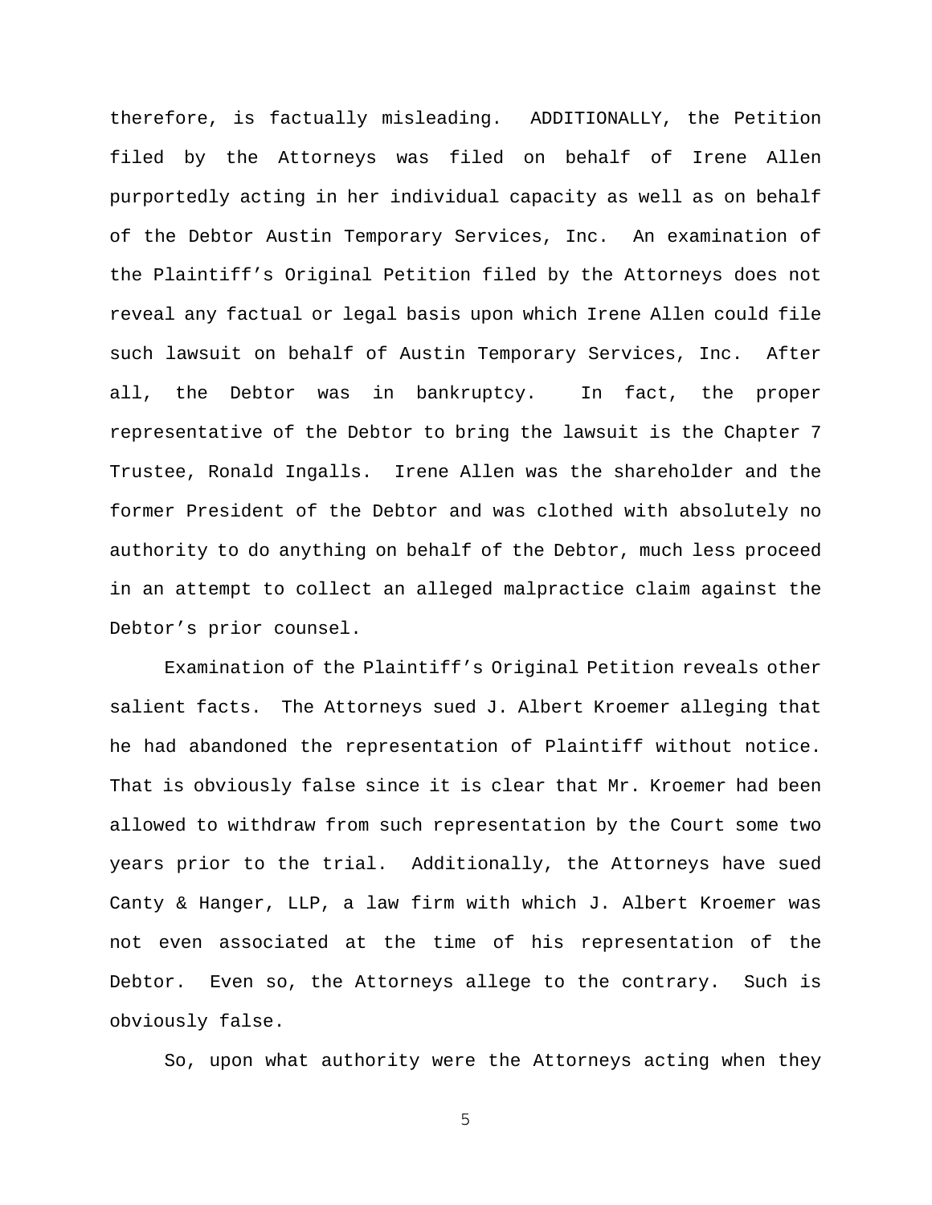therefore, is factually misleading. ADDITIONALLY, the Petition filed by the Attorneys was filed on behalf of Irene Allen purportedly acting in her individual capacity as well as on behalf of the Debtor Austin Temporary Services, Inc. An examination of the Plaintiff's Original Petition filed by the Attorneys does not reveal any factual or legal basis upon which Irene Allen could file such lawsuit on behalf of Austin Temporary Services, Inc. After all, the Debtor was in bankruptcy. In fact, the proper representative of the Debtor to bring the lawsuit is the Chapter 7 Trustee, Ronald Ingalls. Irene Allen was the shareholder and the former President of the Debtor and was clothed with absolutely no authority to do anything on behalf of the Debtor, much less proceed in an attempt to collect an alleged malpractice claim against the Debtor's prior counsel.

Examination of the Plaintiff's Original Petition reveals other salient facts. The Attorneys sued J. Albert Kroemer alleging that he had abandoned the representation of Plaintiff without notice. That is obviously false since it is clear that Mr. Kroemer had been allowed to withdraw from such representation by the Court some two years prior to the trial. Additionally, the Attorneys have sued Canty & Hanger, LLP, a law firm with which J. Albert Kroemer was not even associated at the time of his representation of the Debtor. Even so, the Attorneys allege to the contrary. Such is obviously false.

So, upon what authority were the Attorneys acting when they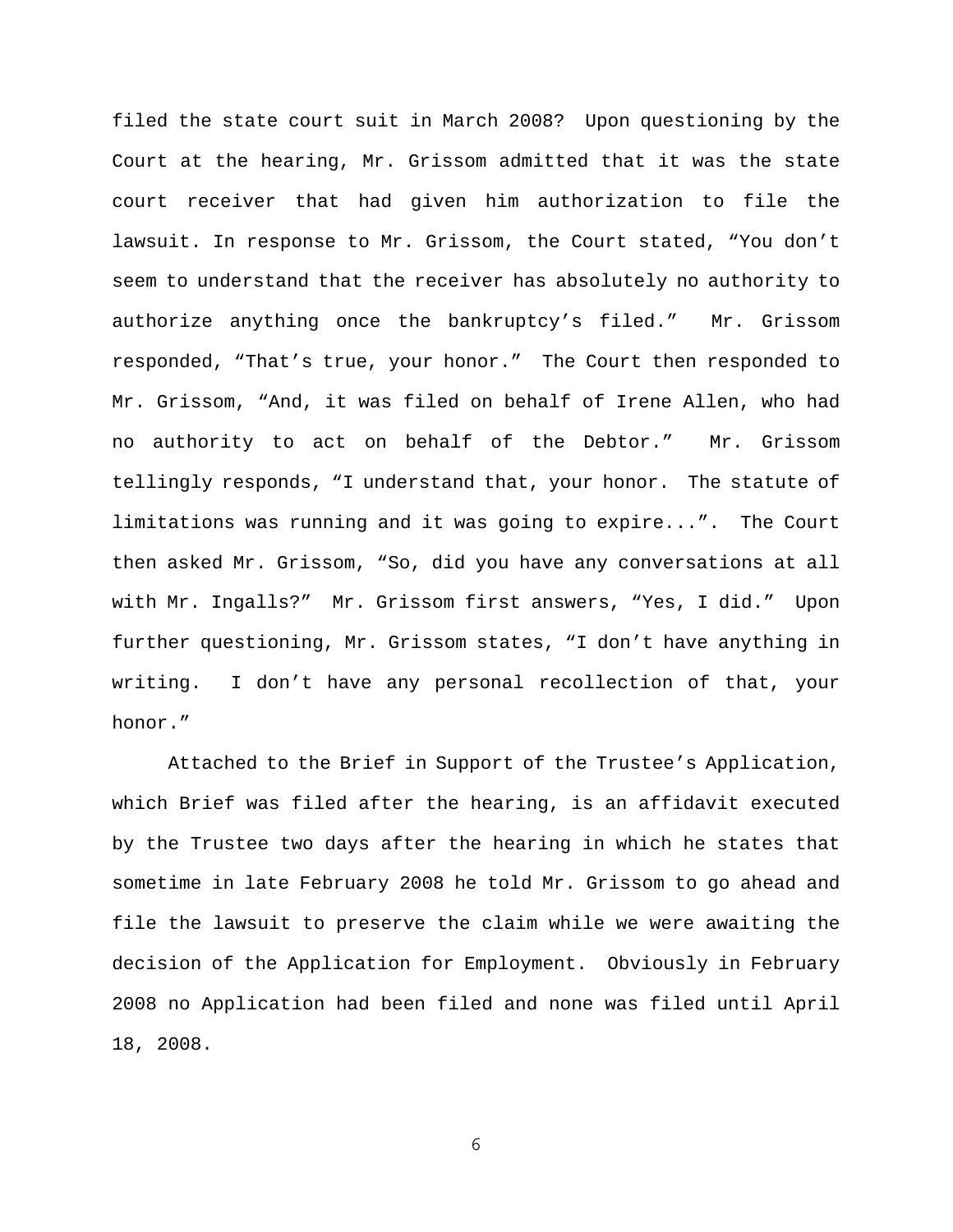filed the state court suit in March 2008? Upon questioning by the Court at the hearing, Mr. Grissom admitted that it was the state court receiver that had given him authorization to file the lawsuit. In response to Mr. Grissom, the Court stated, "You don't seem to understand that the receiver has absolutely no authority to authorize anything once the bankruptcy's filed." Mr. Grissom responded, "That's true, your honor." The Court then responded to Mr. Grissom, "And, it was filed on behalf of Irene Allen, who had no authority to act on behalf of the Debtor." Mr. Grissom tellingly responds, "I understand that, your honor. The statute of limitations was running and it was going to expire...". The Court then asked Mr. Grissom, "So, did you have any conversations at all with Mr. Ingalls?" Mr. Grissom first answers, "Yes, I did." Upon further questioning, Mr. Grissom states, "I don't have anything in writing. I don't have any personal recollection of that, your honor."

Attached to the Brief in Support of the Trustee's Application, which Brief was filed after the hearing, is an affidavit executed by the Trustee two days after the hearing in which he states that sometime in late February 2008 he told Mr. Grissom to go ahead and file the lawsuit to preserve the claim while we were awaiting the decision of the Application for Employment. Obviously in February 2008 no Application had been filed and none was filed until April 18, 2008.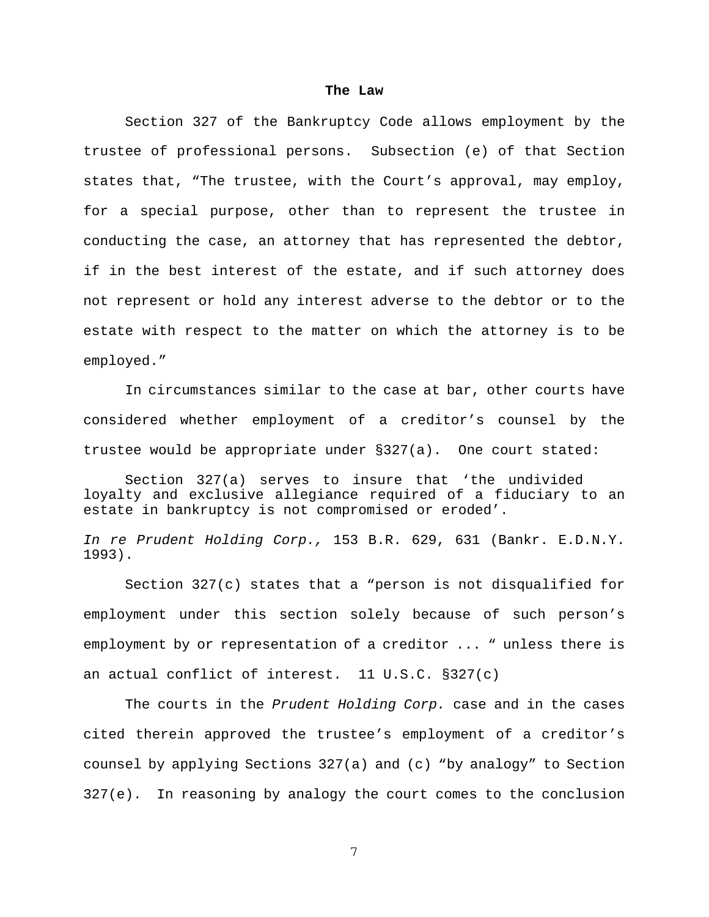**The Law**

Section 327 of the Bankruptcy Code allows employment by the trustee of professional persons. Subsection (e) of that Section states that, "The trustee, with the Court's approval, may employ, for a special purpose, other than to represent the trustee in conducting the case, an attorney that has represented the debtor, if in the best interest of the estate, and if such attorney does not represent or hold any interest adverse to the debtor or to the estate with respect to the matter on which the attorney is to be employed."

In circumstances similar to the case at bar, other courts have considered whether employment of a creditor's counsel by the trustee would be appropriate under §327(a). One court stated:

> Section 327(a) serves to insure that 'the undivided loyalty and exclusive allegiance required of a fiduciary to an estate in bankruptcy is not compromised or eroded'.

*In re Prudent Holding Corp.,* 153 B.R. 629, 631 (Bankr. E.D.N.Y. 1993).

Section 327(c) states that a "person is not disqualified for employment under this section solely because of such person's employment by or representation of a creditor ... " unless there is an actual conflict of interest. 11 U.S.C. §327(c)

The courts in the *Prudent Holding Corp.* case and in the cases cited therein approved the trustee's employment of a creditor's counsel by applying Sections 327(a) and (c) "by analogy" to Section 327(e). In reasoning by analogy the court comes to the conclusion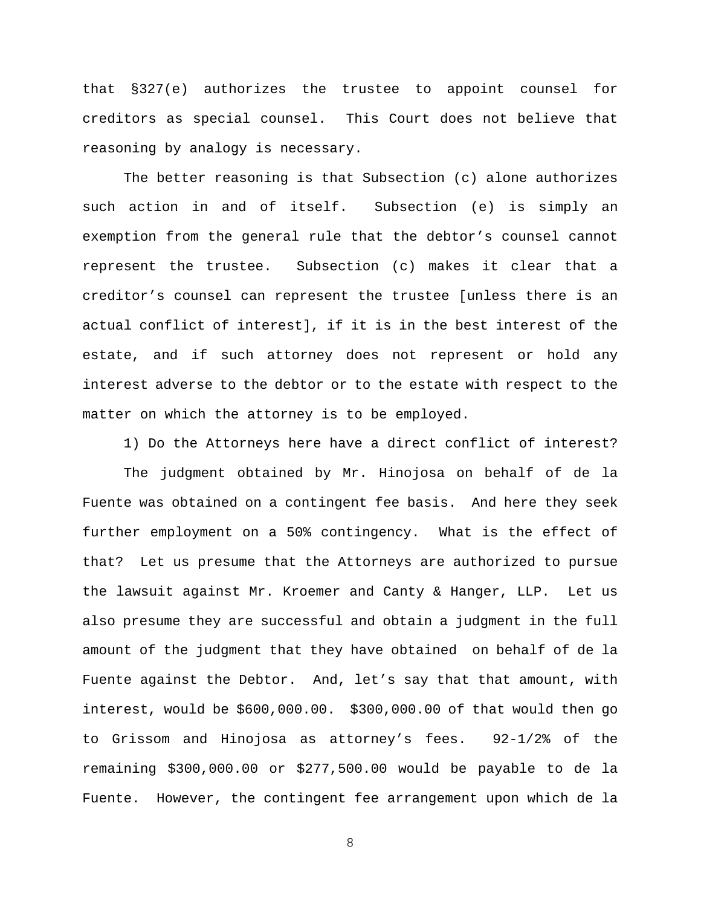that §327(e) authorizes the trustee to appoint counsel for creditors as special counsel. This Court does not believe that reasoning by analogy is necessary.

The better reasoning is that Subsection (c) alone authorizes such action in and of itself. Subsection (e) is simply an exemption from the general rule that the debtor's counsel cannot represent the trustee. Subsection (c) makes it clear that a creditor's counsel can represent the trustee [unless there is an actual conflict of interest], if it is in the best interest of the estate, and if such attorney does not represent or hold any interest adverse to the debtor or to the estate with respect to the matter on which the attorney is to be employed.

1) Do the Attorneys here have a direct conflict of interest?

The judgment obtained by Mr. Hinojosa on behalf of de la Fuente was obtained on a contingent fee basis. And here they seek further employment on a 50% contingency. What is the effect of that? Let us presume that the Attorneys are authorized to pursue the lawsuit against Mr. Kroemer and Canty & Hanger, LLP. Let us also presume they are successful and obtain a judgment in the full amount of the judgment that they have obtained on behalf of de la Fuente against the Debtor. And, let's say that that amount, with interest, would be $600,000.00. $300,000.00 of that would then go to Grissom and Hinojosa as attorney's fees. 92-1/2% of the remaining $300,000.00 or $277,500.00 would be payable to de la Fuente. However, the contingent fee arrangement upon which de la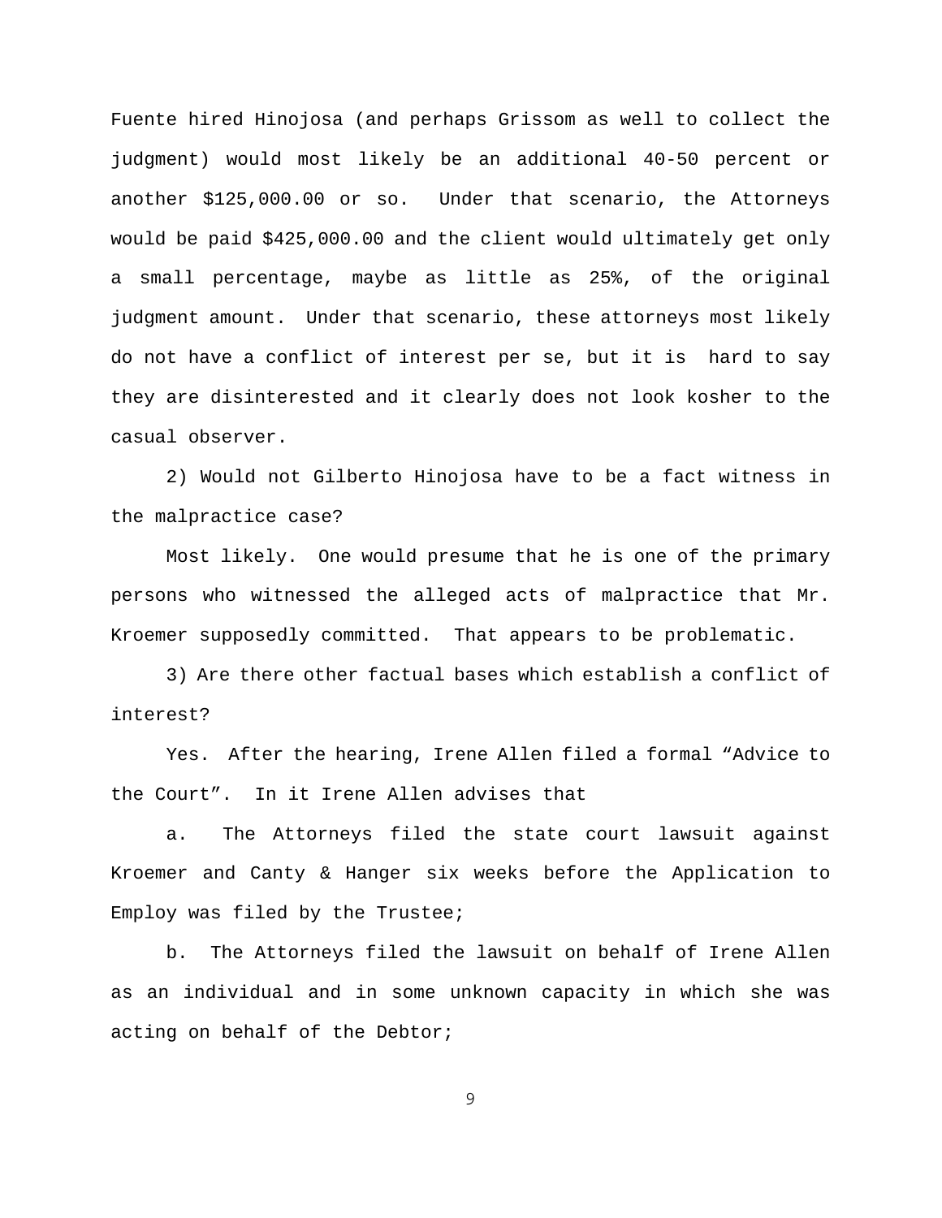Fuente hired Hinojosa (and perhaps Grissom as well to collect the judgment) would most likely be an additional 40-50 percent or another $125,000.00 or so. Under that scenario, the Attorneys would be paid $425,000.00 and the client would ultimately get only a small percentage, maybe as little as 25%, of the original judgment amount. Under that scenario, these attorneys most likely do not have a conflict of interest per se, but it is hard to say they are disinterested and it clearly does not look kosher to the casual observer.

2) Would not Gilberto Hinojosa have to be a fact witness in the malpractice case?

Most likely. One would presume that he is one of the primary persons who witnessed the alleged acts of malpractice that Mr. Kroemer supposedly committed. That appears to be problematic.

3) Are there other factual bases which establish a conflict of interest?

Yes. After the hearing, Irene Allen filed a formal “Advice to the Court”. In it Irene Allen advises that

a. The Attorneys filed the state court lawsuit against Kroemer and Canty & Hanger six weeks before the Application to Employ was filed by the Trustee;

b. The Attorneys filed the lawsuit on behalf of Irene Allen as an individual and in some unknown capacity in which she was acting on behalf of the Debtor;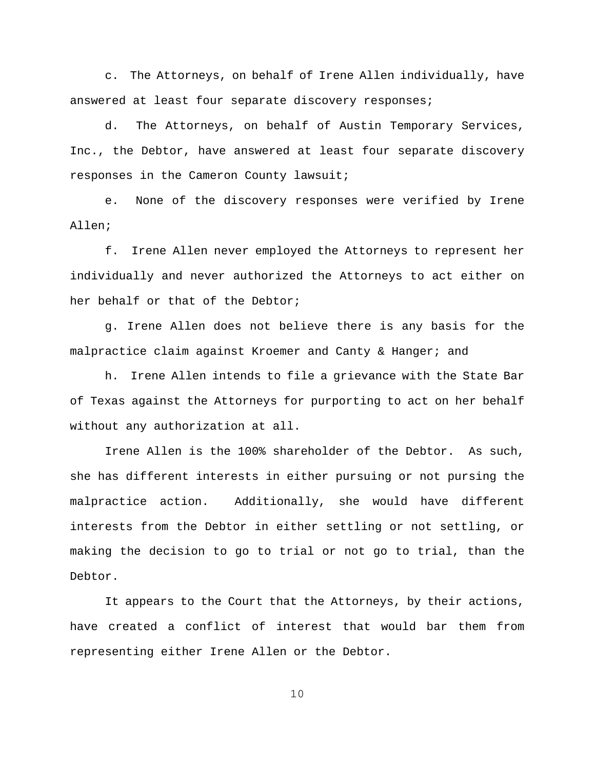c. The Attorneys, on behalf of Irene Allen individually, have answered at least four separate discovery responses;

d. The Attorneys, on behalf of Austin Temporary Services, Inc., the Debtor, have answered at least four separate discovery responses in the Cameron County lawsuit;

e. None of the discovery responses were verified by Irene Allen;

f. Irene Allen never employed the Attorneys to represent her individually and never authorized the Attorneys to act either on her behalf or that of the Debtor;

g. Irene Allen does not believe there is any basis for the malpractice claim against Kroemer and Canty & Hanger; and

h. Irene Allen intends to file a grievance with the State Bar of Texas against the Attorneys for purporting to act on her behalf without any authorization at all.

Irene Allen is the 100% shareholder of the Debtor. As such, she has different interests in either pursuing or not pursing the malpractice action. Additionally, she would have different interests from the Debtor in either settling or not settling, or making the decision to go to trial or not go to trial, than the Debtor.

It appears to the Court that the Attorneys, by their actions, have created a conflict of interest that would bar them from representing either Irene Allen or the Debtor.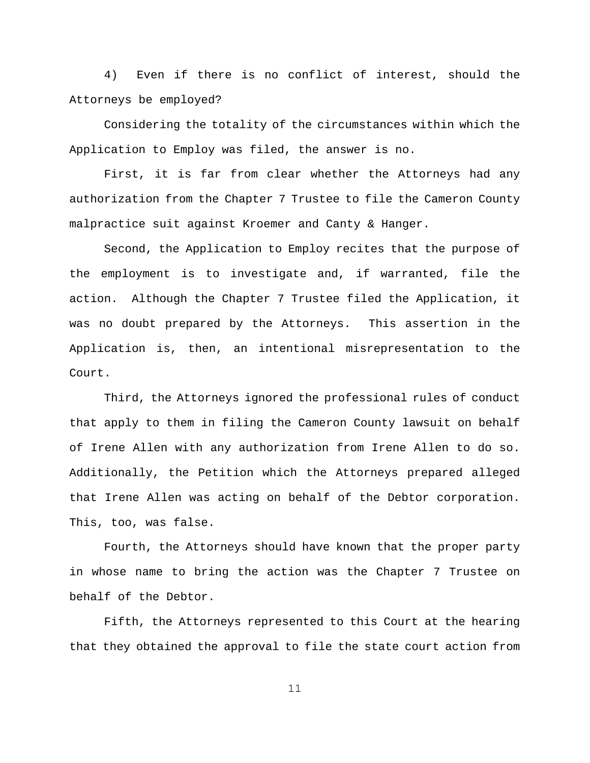4) Even if there is no conflict of interest, should the Attorneys be employed?

Considering the totality of the circumstances within which the Application to Employ was filed, the answer is no.

First, it is far from clear whether the Attorneys had any authorization from the Chapter 7 Trustee to file the Cameron County malpractice suit against Kroemer and Canty & Hanger.

Second, the Application to Employ recites that the purpose of the employment is to investigate and, if warranted, file the action. Although the Chapter 7 Trustee filed the Application, it was no doubt prepared by the Attorneys. This assertion in the Application is, then, an intentional misrepresentation to the Court.

Third, the Attorneys ignored the professional rules of conduct that apply to them in filing the Cameron County lawsuit on behalf of Irene Allen with any authorization from Irene Allen to do so. Additionally, the Petition which the Attorneys prepared alleged that Irene Allen was acting on behalf of the Debtor corporation. This, too, was false.

Fourth, the Attorneys should have known that the proper party in whose name to bring the action was the Chapter 7 Trustee on behalf of the Debtor.

Fifth, the Attorneys represented to this Court at the hearing that they obtained the approval to file the state court action from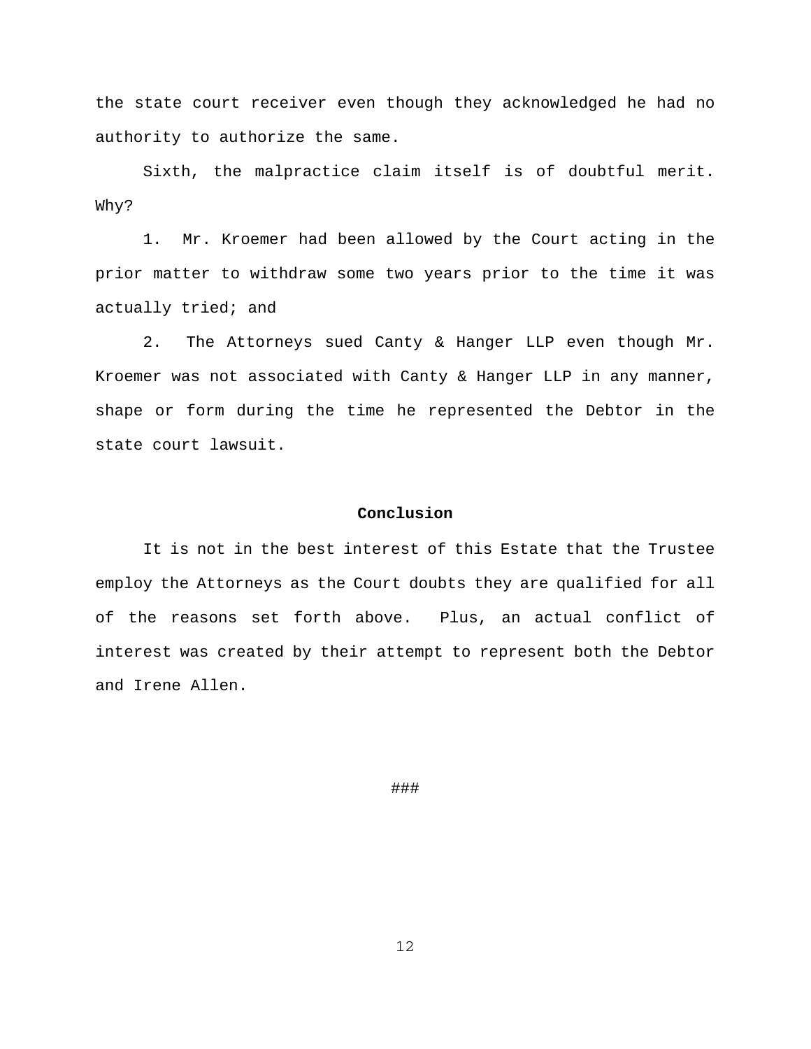the state court receiver even though they acknowledged he had no authority to authorize the same.

Sixth, the malpractice claim itself is of doubtful merit. Why?

1. Mr. Kroemer had been allowed by the Court acting in the prior matter to withdraw some two years prior to the time it was actually tried; and

2. The Attorneys sued Canty & Hanger LLP even though Mr. Kroemer was not associated with Canty & Hanger LLP in any manner, shape or form during the time he represented the Debtor in the state court lawsuit.

## Conclusion

It is not in the best interest of this Estate that the Trustee employ the Attorneys as the Court doubts they are qualified for all of the reasons set forth above. Plus, an actual conflict of interest was created by their attempt to represent both the Debtor and Irene Allen.

###